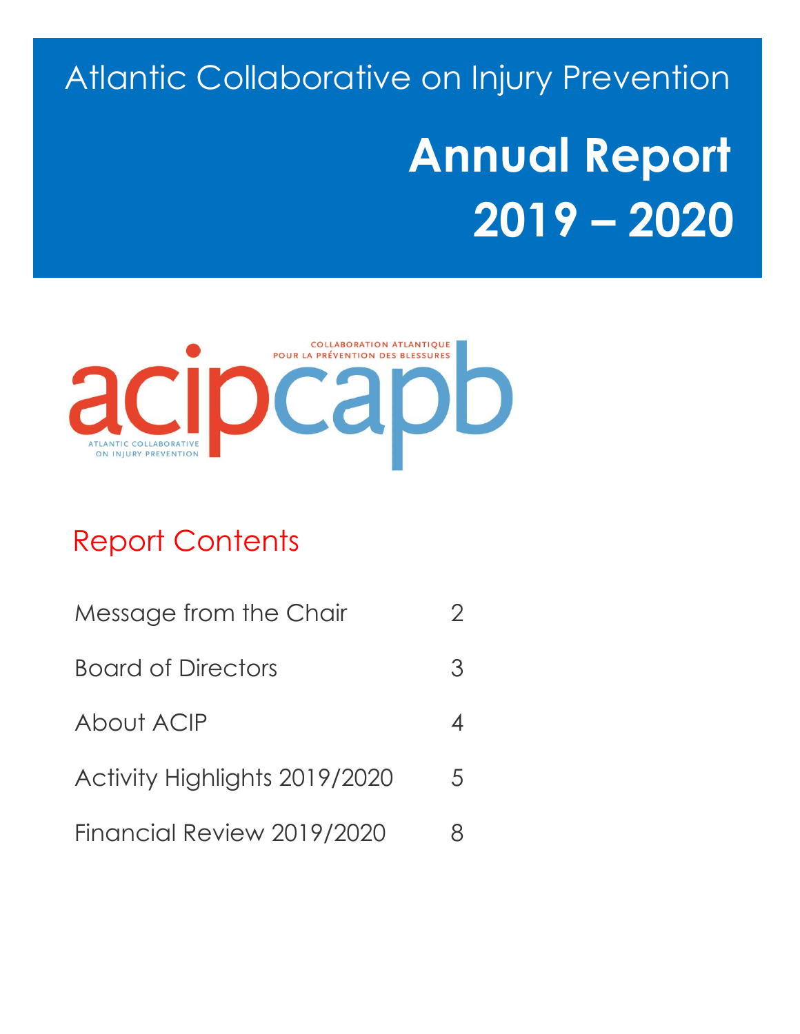Atlantic Collaborative on Injury Prevention

# Annual Report 2019 – 2020

COLLABORATION ATLANTIQUE POUR LA PRÉVENTION DES BLESSURES

acipcapb

ATLANTIC COLLABORATIVE ON INJURY PREVENTION

## Report Contents

| | |
|---|---|
| Message from the Chair | 2 |
| Board of Directors | 3 |
| About ACIP | 4 |
| Activity Highlights 2019/2020 | 5 |
| Financial Review 2019/2020 | 8 |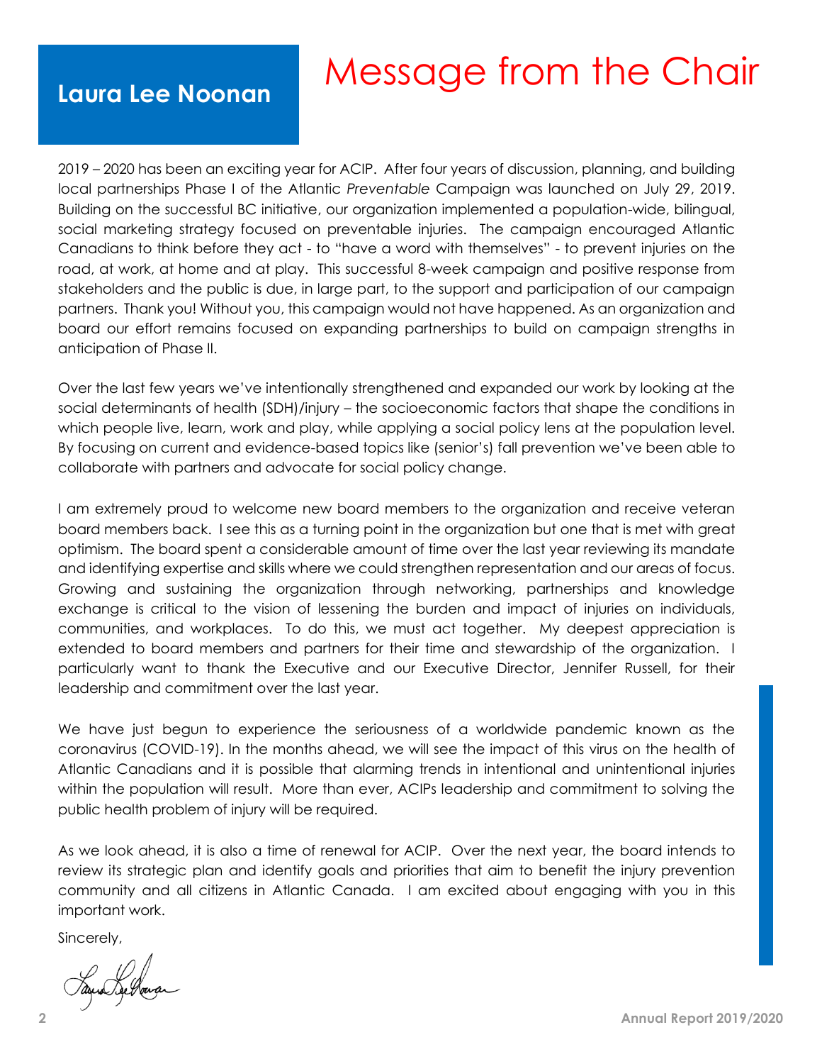# Message from the Chair

## Laura Lee Noonan

2019 – 2020 has been an exciting year for ACIP. After four years of discussion, planning, and building local partnerships Phase I of the Atlantic *Preventable* Campaign was launched on July 29, 2019. Building on the successful BC initiative, our organization implemented a population-wide, bilingual, social marketing strategy focused on preventable injuries. The campaign encouraged Atlantic Canadians to think before they act - to "have a word with themselves" - to prevent injuries on the road, at work, at home and at play. This successful 8-week campaign and positive response from stakeholders and the public is due, in large part, to the support and participation of our campaign partners. Thank you! Without you, this campaign would not have happened. As an organization and board our effort remains focused on expanding partnerships to build on campaign strengths in anticipation of Phase II.

Over the last few years we've intentionally strengthened and expanded our work by looking at the social determinants of health (SDH)/injury – the socioeconomic factors that shape the conditions in which people live, learn, work and play, while applying a social policy lens at the population level. By focusing on current and evidence-based topics like (senior's) fall prevention we've been able to collaborate with partners and advocate for social policy change.

I am extremely proud to welcome new board members to the organization and receive veteran board members back. I see this as a turning point in the organization but one that is met with great optimism. The board spent a considerable amount of time over the last year reviewing its mandate and identifying expertise and skills where we could strengthen representation and our areas of focus. Growing and sustaining the organization through networking, partnerships and knowledge exchange is critical to the vision of lessening the burden and impact of injuries on individuals, communities, and workplaces. To do this, we must act together. My deepest appreciation is extended to board members and partners for their time and stewardship of the organization. I particularly want to thank the Executive and our Executive Director, Jennifer Russell, for their leadership and commitment over the last year.

We have just begun to experience the seriousness of a worldwide pandemic known as the coronavirus (COVID-19). In the months ahead, we will see the impact of this virus on the health of Atlantic Canadians and it is possible that alarming trends in intentional and unintentional injuries within the population will result. More than ever, ACIPs leadership and commitment to solving the public health problem of injury will be required.

As we look ahead, it is also a time of renewal for ACIP. Over the next year, the board intends to review its strategic plan and identify goals and priorities that aim to benefit the injury prevention community and all citizens in Atlantic Canada. I am excited about engaging with you in this important work.

Sincerely,

Laura Lee Noonan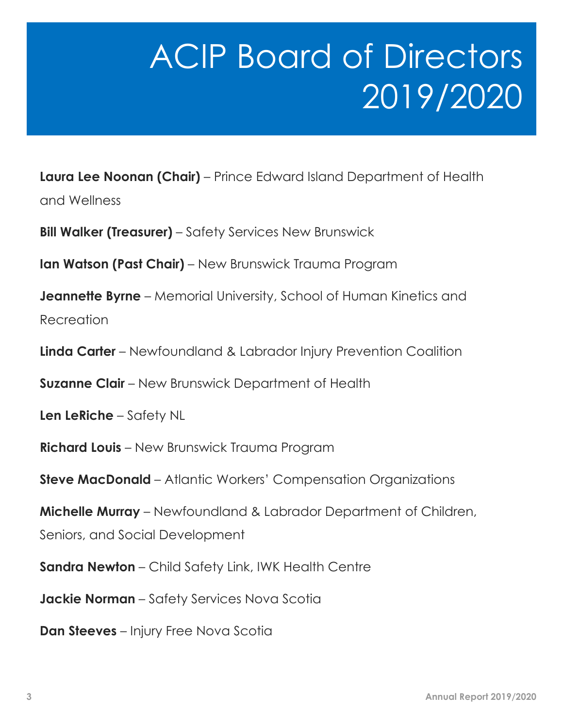# ACIP Board of Directors 2019/2020

**Laura Lee Noonan (Chair)** – Prince Edward Island Department of Health and Wellness

**Bill Walker (Treasurer)** – Safety Services New Brunswick

**Ian Watson (Past Chair)** – New Brunswick Trauma Program

**Jeannette Byrne** – Memorial University, School of Human Kinetics and Recreation

**Linda Carter** – Newfoundland & Labrador Injury Prevention Coalition

**Suzanne Clair** – New Brunswick Department of Health

**Len LeRiche** – Safety NL

**Richard Louis** – New Brunswick Trauma Program

**Steve MacDonald** – Atlantic Workers' Compensation Organizations

**Michelle Murray** – Newfoundland & Labrador Department of Children, Seniors, and Social Development

**Sandra Newton** – Child Safety Link, IWK Health Centre

**Jackie Norman** – Safety Services Nova Scotia

**Dan Steeves** – Injury Free Nova Scotia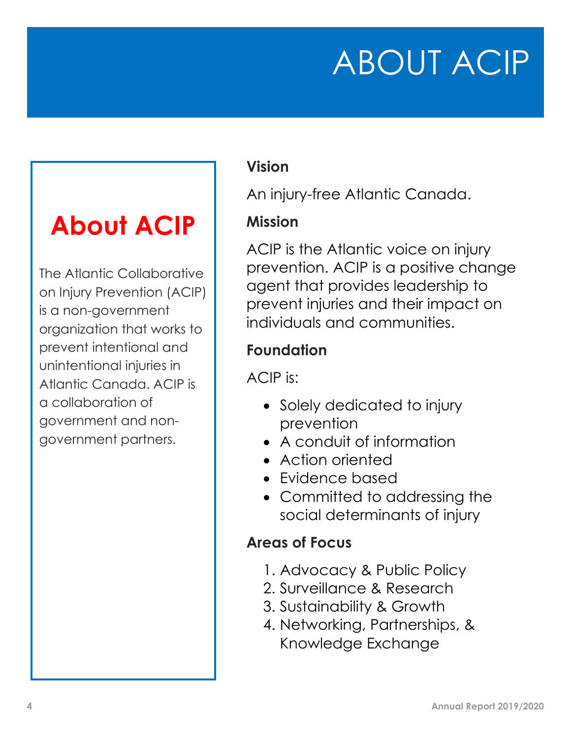# ABOUT ACIP

## About ACIP

The Atlantic Collaborative on Injury Prevention (ACIP) is a non-government organization that works to prevent intentional and unintentional injuries in Atlantic Canada. ACIP is a collaboration of government and non-government partners.

### Vision

An injury-free Atlantic Canada.

### Mission

ACIP is the Atlantic voice on injury prevention. ACIP is a positive change agent that provides leadership to prevent injuries and their impact on individuals and communities.

### Foundation

ACIP is:

- Solely dedicated to injury prevention
- A conduit of information
- Action oriented
- Evidence based
- Committed to addressing the social determinants of injury

### Areas of Focus

1. Advocacy & Public Policy
2. Surveillance & Research
3. Sustainability & Growth
4. Networking, Partnerships, & Knowledge Exchange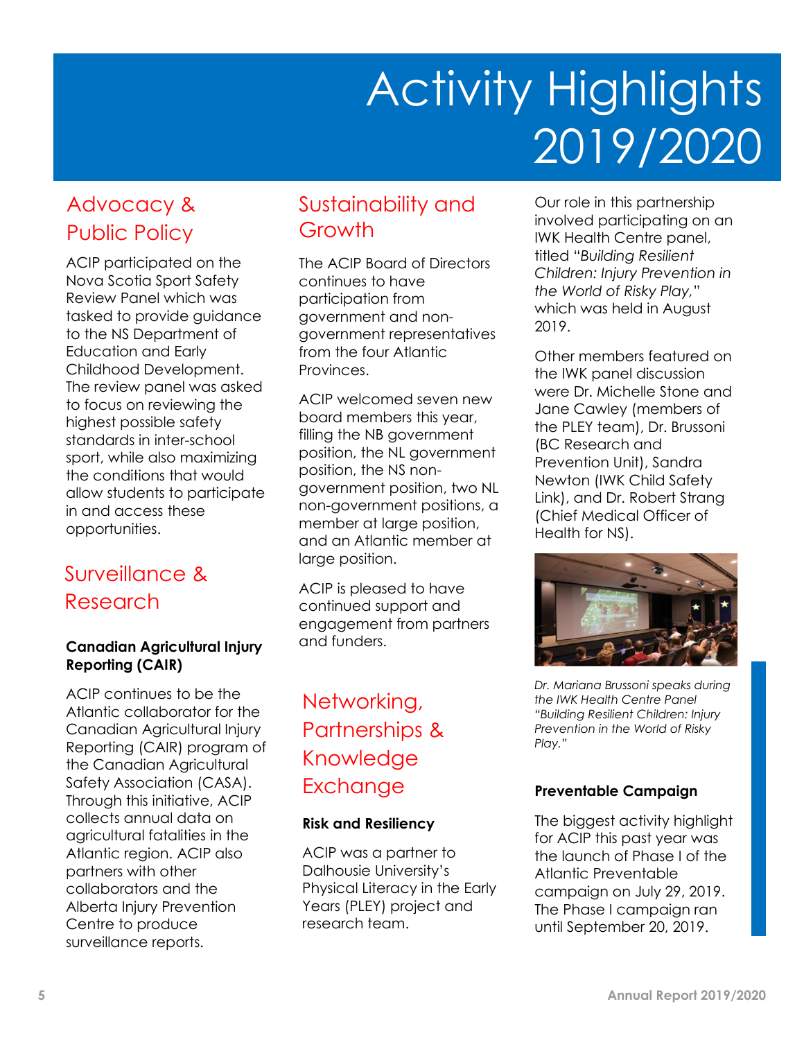# Activity Highlights 2019/2020

## Advocacy & Public Policy

ACIP participated on the Nova Scotia Sport Safety Review Panel which was tasked to provide guidance to the NS Department of Education and Early Childhood Development. The review panel was asked to focus on reviewing the highest possible safety standards in inter-school sport, while also maximizing the conditions that would allow students to participate in and access these opportunities.

## Surveillance & Research

### Canadian Agricultural Injury Reporting (CAIR)

ACIP continues to be the Atlantic collaborator for the Canadian Agricultural Injury Reporting (CAIR) program of the Canadian Agricultural Safety Association (CASA). Through this initiative, ACIP collects annual data on agricultural fatalities in the Atlantic region. ACIP also partners with other collaborators and the Alberta Injury Prevention Centre to produce surveillance reports.

## Sustainability and Growth

The ACIP Board of Directors continues to have participation from government and non-government representatives from the four Atlantic Provinces.

ACIP welcomed seven new board members this year, filling the NB government position, the NL government position, the NS non-government position, two NL non-government positions, a member at large position, and an Atlantic member at large position.

ACIP is pleased to have continued support and engagement from partners and funders.

## Networking, Partnerships & Knowledge Exchange

### Risk and Resiliency

ACIP was a partner to Dalhousie University's Physical Literacy in the Early Years (PLEY) project and research team.

Our role in this partnership involved participating on an IWK Health Centre panel, titled "*Building Resilient Children: Injury Prevention in the World of Risky Play,*" which was held in August 2019.

Other members featured on the IWK panel discussion were Dr. Michelle Stone and Jane Cawley (members of the PLEY team), Dr. Brussoni (BC Research and Prevention Unit), Sandra Newton (IWK Child Safety Link), and Dr. Robert Strang (Chief Medical Officer of Health for NS).

*Dr. Mariana Brussoni speaks during the IWK Health Centre Panel "Building Resilient Children: Injury Prevention in the World of Risky Play."*

### Preventable Campaign

The biggest activity highlight for ACIP this past year was the launch of Phase I of the Atlantic Preventable campaign on July 29, 2019. The Phase I campaign ran until September 20, 2019.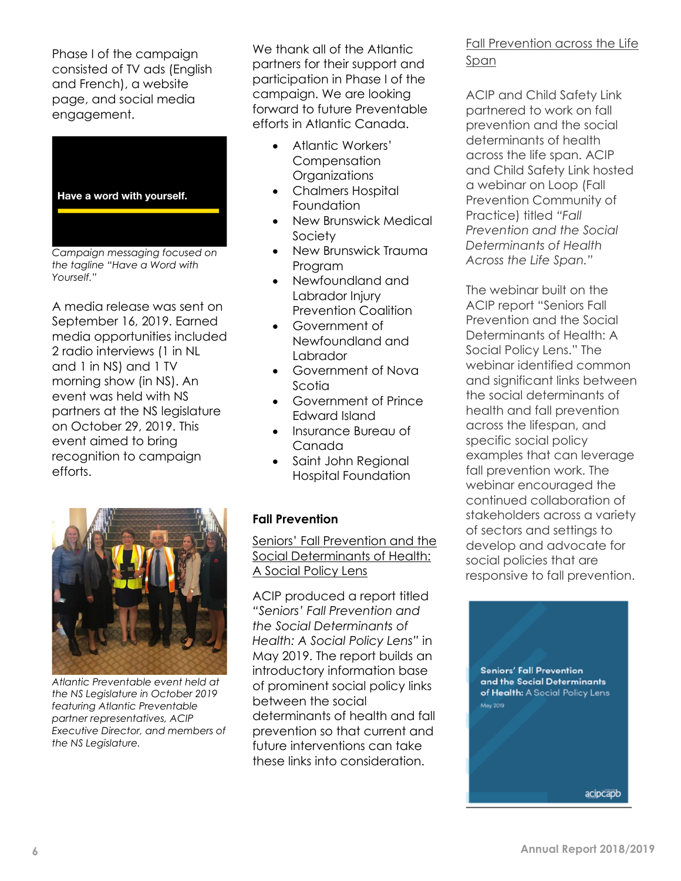Phase I of the campaign consisted of TV ads (English and French), a website page, and social media engagement.

Have a word with yourself.

*Campaign messaging focused on the tagline "Have a Word with Yourself."*

A media release was sent on September 16, 2019. Earned media opportunities included 2 radio interviews (1 in NL and 1 in NS) and 1 TV morning show (in NS). An event was held with NS partners at the NS legislature on October 29, 2019. This event aimed to bring recognition to campaign efforts.

*Atlantic Preventable event held at the NS Legislature in October 2019 featuring Atlantic Preventable partner representatives, ACIP Executive Director, and members of the NS Legislature.*

We thank all of the Atlantic partners for their support and participation in Phase I of the campaign. We are looking forward to future Preventable efforts in Atlantic Canada.

- Atlantic Workers' Compensation Organizations
- Chalmers Hospital Foundation
- New Brunswick Medical Society
- New Brunswick Trauma Program
- Newfoundland and Labrador Injury Prevention Coalition
- Government of Newfoundland and Labrador
- Government of Nova Scotia
- Government of Prince Edward Island
- Insurance Bureau of Canada
- Saint John Regional Hospital Foundation

**Fall Prevention**

Seniors' Fall Prevention and the Social Determinants of Health: A Social Policy Lens

ACIP produced a report titled *"Seniors' Fall Prevention and the Social Determinants of Health: A Social Policy Lens"* in May 2019. The report builds an introductory information base of prominent social policy links between the social determinants of health and fall prevention so that current and future interventions can take these links into consideration.

Fall Prevention across the Life Span

ACIP and Child Safety Link partnered to work on fall prevention and the social determinants of health across the life span. ACIP and Child Safety Link hosted a webinar on Loop (Fall Prevention Community of Practice) titled *"Fall Prevention and the Social Determinants of Health Across the Life Span."*

The webinar built on the ACIP report "Seniors Fall Prevention and the Social Determinants of Health: A Social Policy Lens." The webinar identified common and significant links between the social determinants of health and fall prevention across the lifespan, and specific social policy examples that can leverage fall prevention work. The webinar encouraged the continued collaboration of stakeholders across a variety of sectors and settings to develop and advocate for social policies that are responsive to fall prevention.

Seniors' Fall Prevention and the Social Determinants of Health: A Social Policy Lens
May 2019
acipcapb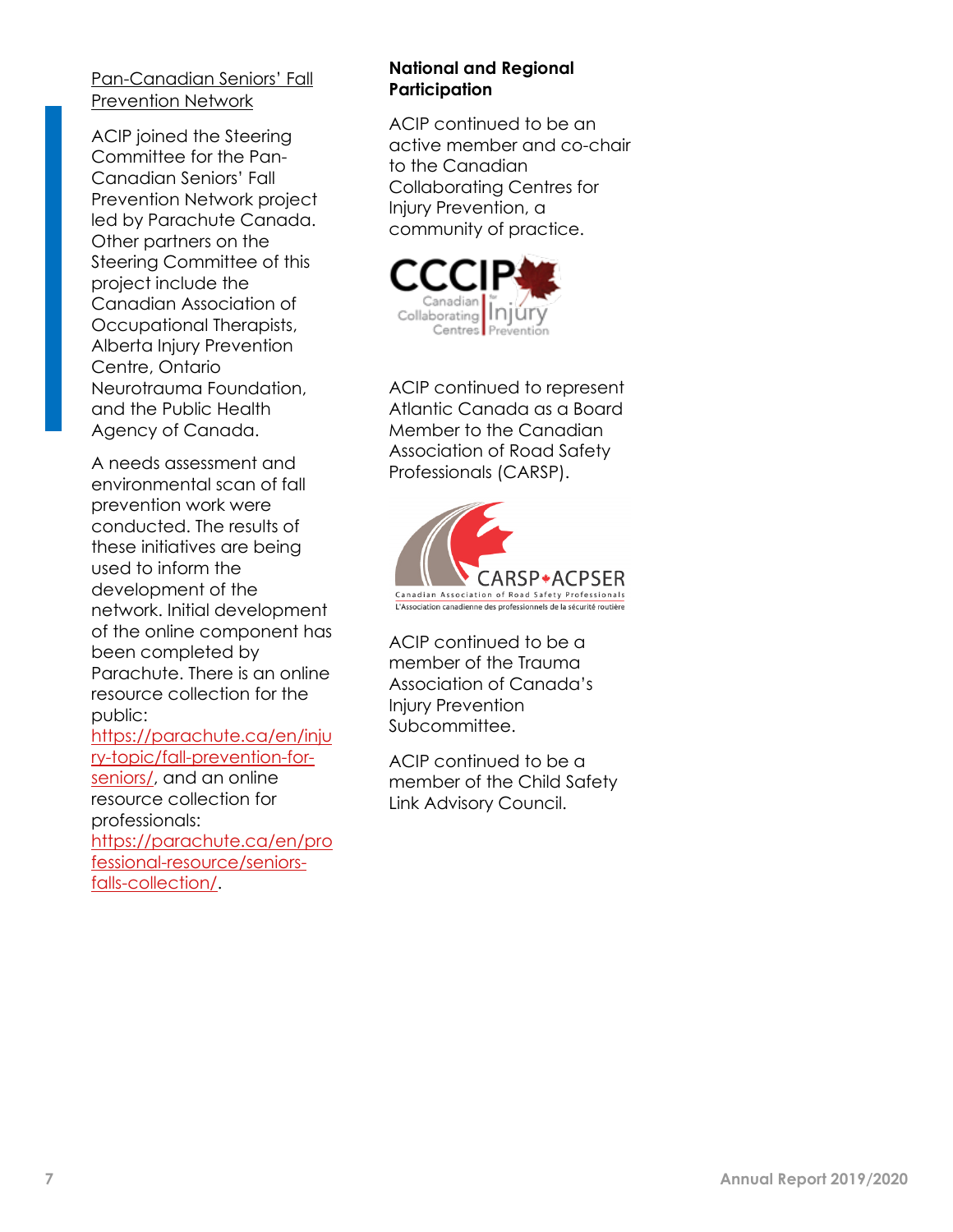Pan-Canadian Seniors' Fall Prevention Network

ACIP joined the Steering Committee for the Pan-Canadian Seniors' Fall Prevention Network project led by Parachute Canada. Other partners on the Steering Committee of this project include the Canadian Association of Occupational Therapists, Alberta Injury Prevention Centre, Ontario Neurotrauma Foundation, and the Public Health Agency of Canada.

A needs assessment and environmental scan of fall prevention work were conducted. The results of these initiatives are being used to inform the development of the network. Initial development of the online component has been completed by Parachute. There is an online resource collection for the public: https://parachute.ca/en/injury-topic/fall-prevention-for-seniors/, and an online resource collection for professionals: https://parachute.ca/en/professional-resource/seniors-falls-collection/.

**National and Regional Participation**

ACIP continued to be an active member and co-chair to the Canadian Collaborating Centres for Injury Prevention, a community of practice.

ACIP continued to represent Atlantic Canada as a Board Member to the Canadian Association of Road Safety Professionals (CARSP).

ACIP continued to be a member of the Trauma Association of Canada's Injury Prevention Subcommittee.

ACIP continued to be a member of the Child Safety Link Advisory Council.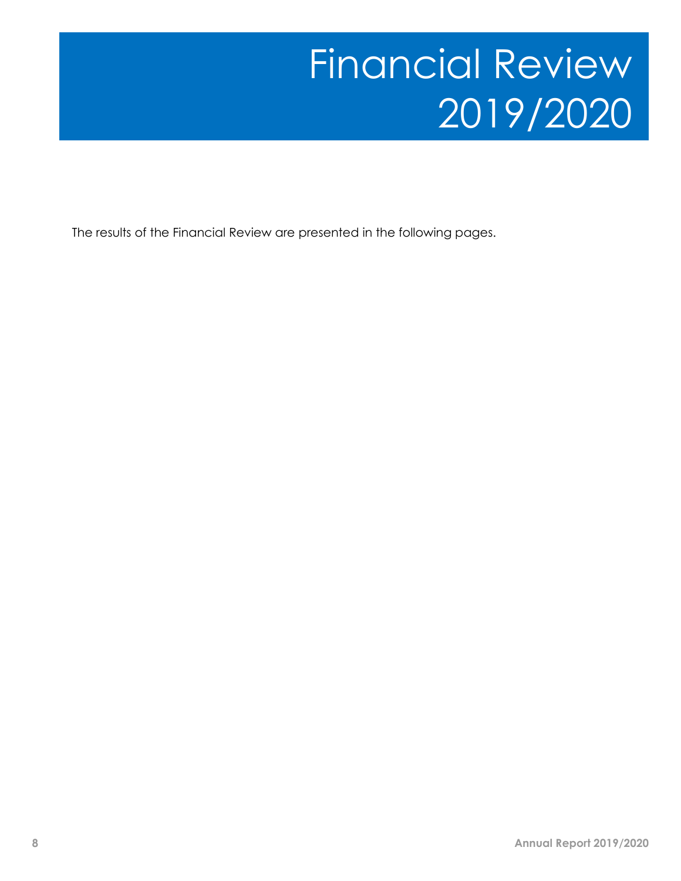# Financial Review 2019/2020

The results of the Financial Review are presented in the following pages.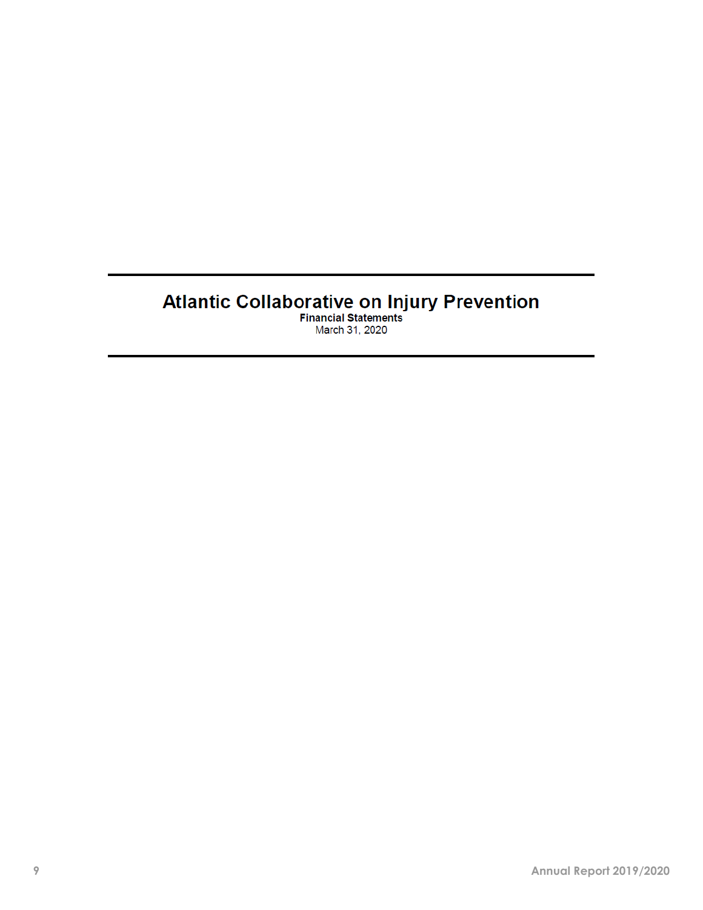# Atlantic Collaborative on Injury Prevention

**Financial Statements**

March 31, 2020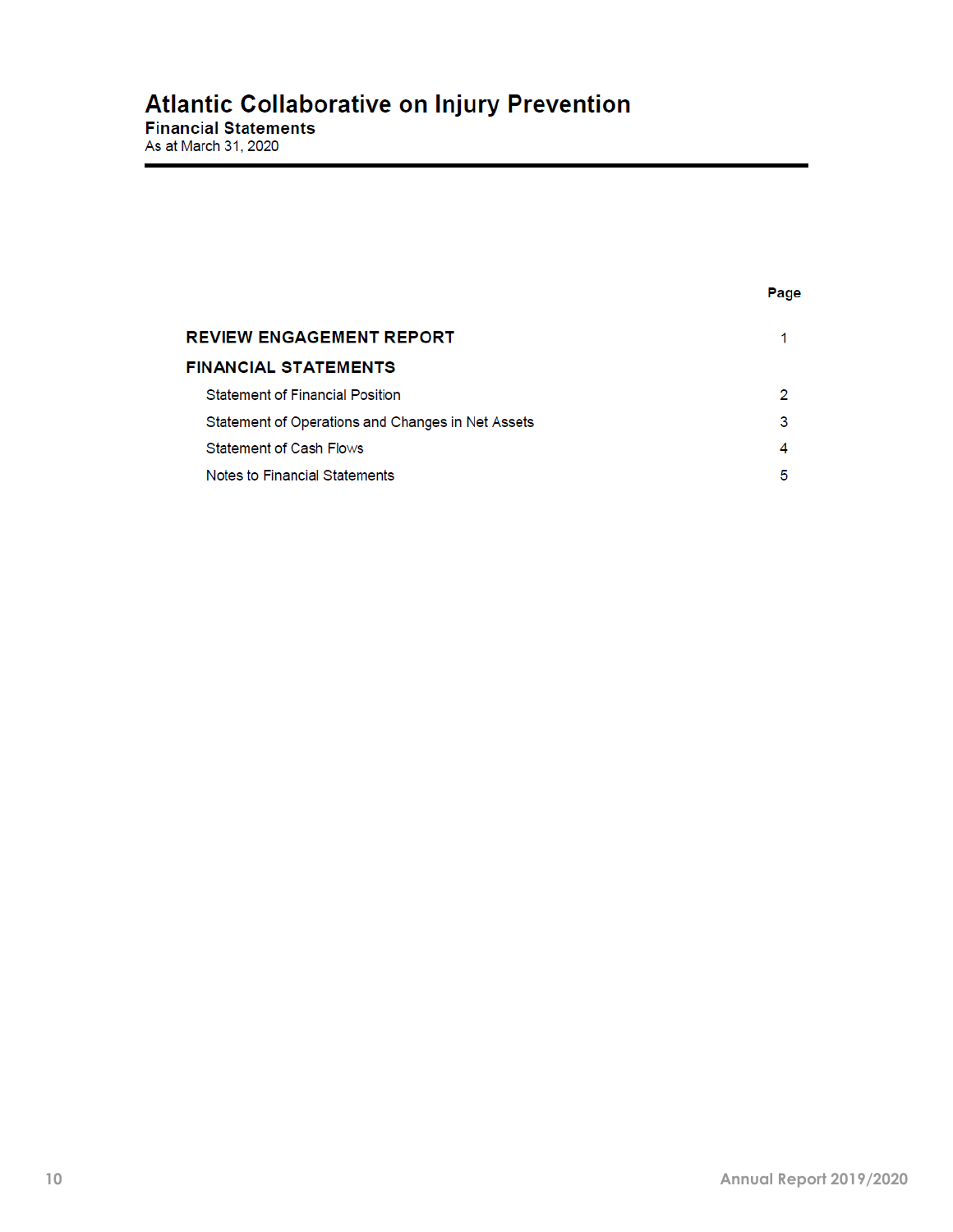# Atlantic Collaborative on Injury Prevention

**Financial Statements**

As at March 31, 2020

| | Page |
|---|---|
| **REVIEW ENGAGEMENT REPORT** | 1 |
| **FINANCIAL STATEMENTS** | |
| Statement of Financial Position | 2 |
| Statement of Operations and Changes in Net Assets | 3 |
| Statement of Cash Flows | 4 |
| Notes to Financial Statements | 5 |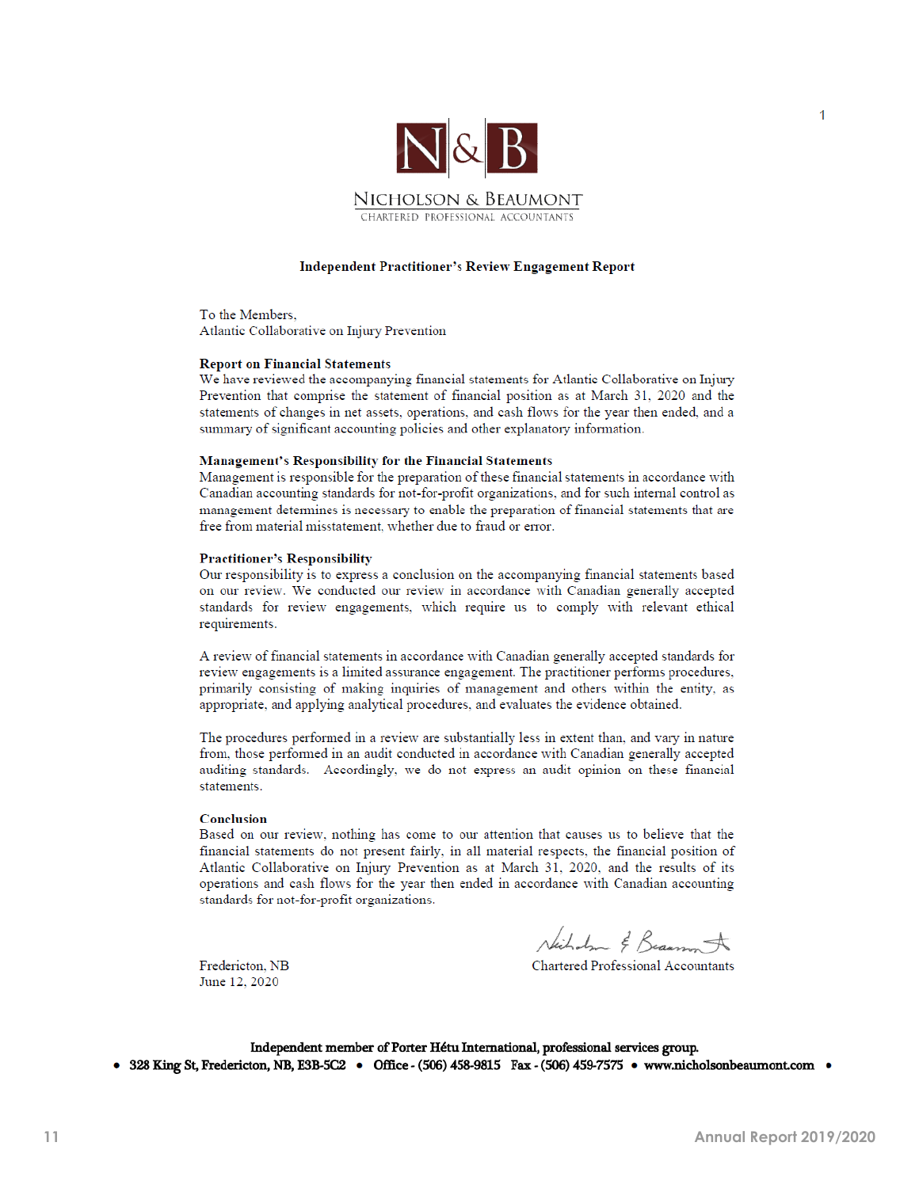NICHOLSON & BEAUMONT
CHARTERED PROFESSIONAL ACCOUNTANTS

## Independent Practitioner's Review Engagement Report

To the Members,
Atlantic Collaborative on Injury Prevention

### Report on Financial Statements

We have reviewed the accompanying financial statements for Atlantic Collaborative on Injury Prevention that comprise the statement of financial position as at March 31, 2020 and the statements of changes in net assets, operations, and cash flows for the year then ended, and a summary of significant accounting policies and other explanatory information.

### Management's Responsibility for the Financial Statements

Management is responsible for the preparation of these financial statements in accordance with Canadian accounting standards for not-for-profit organizations, and for such internal control as management determines is necessary to enable the preparation of financial statements that are free from material misstatement, whether due to fraud or error.

### Practitioner's Responsibility

Our responsibility is to express a conclusion on the accompanying financial statements based on our review. We conducted our review in accordance with Canadian generally accepted standards for review engagements, which require us to comply with relevant ethical requirements.

A review of financial statements in accordance with Canadian generally accepted standards for review engagements is a limited assurance engagement. The practitioner performs procedures, primarily consisting of making inquiries of management and others within the entity, as appropriate, and applying analytical procedures, and evaluates the evidence obtained.

The procedures performed in a review are substantially less in extent than, and vary in nature from, those performed in an audit conducted in accordance with Canadian generally accepted auditing standards. Accordingly, we do not express an audit opinion on these financial statements.

### Conclusion

Based on our review, nothing has come to our attention that causes us to believe that the financial statements do not present fairly, in all material respects, the financial position of Atlantic Collaborative on Injury Prevention as at March 31, 2020, and the results of its operations and cash flows for the year then ended in accordance with Canadian accounting standards for not-for-profit organizations.

Fredericton, NB
June 12, 2020

Nicholson & Beaumont
Chartered Professional Accountants

**Independent member of Porter Hétu International, professional services group.**

**• 328 King St, Fredericton, NB, E3B-5C2 • Office - (506) 458-9815 Fax - (506) 459-7575 • www.nicholsonbeaumont.com •**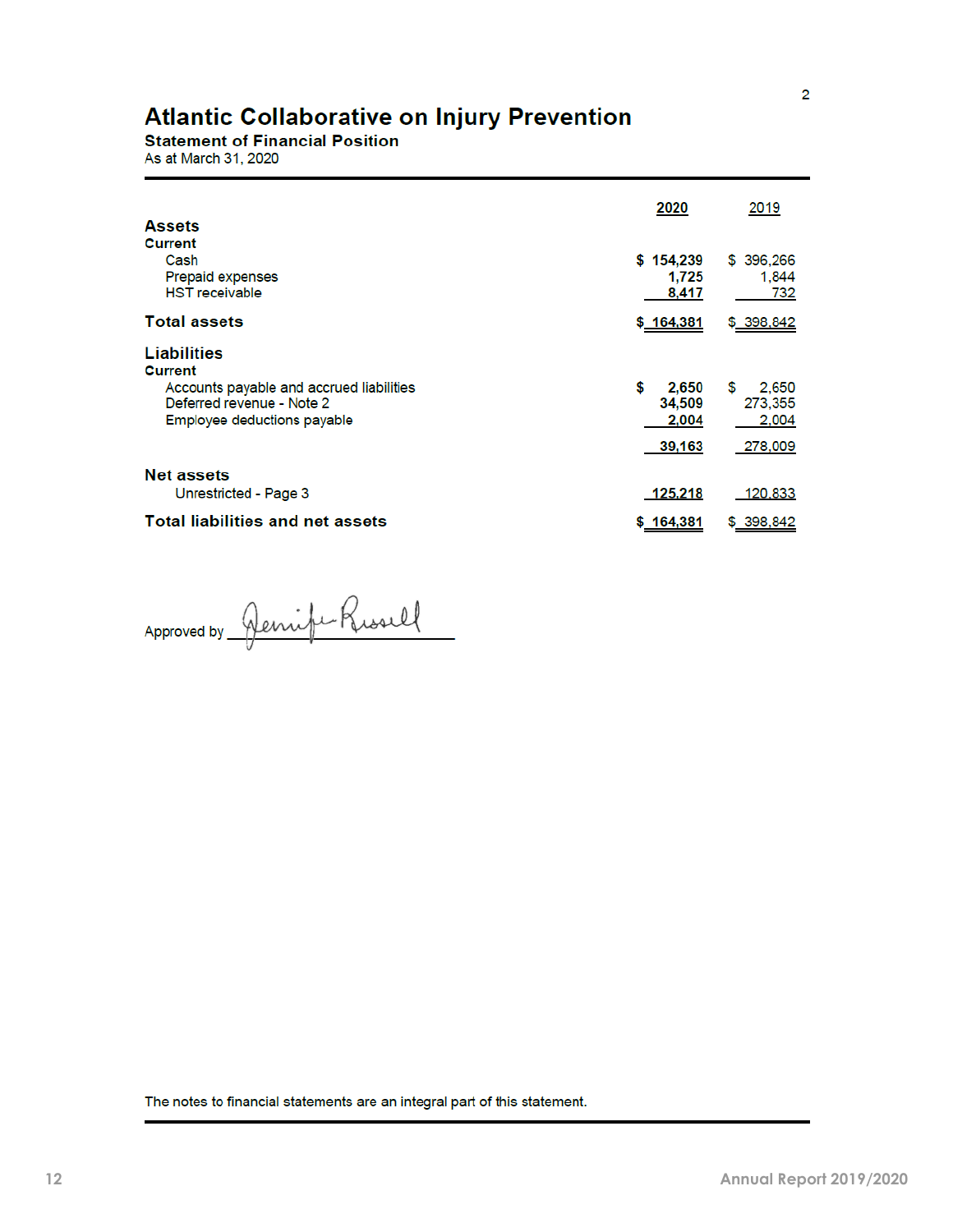# Atlantic Collaborative on Injury Prevention

## Statement of Financial Position

As at March 31, 2020

| | 2020 | 2019 |
|---|---|---|
| **Assets** | | |
| **Current** | | |
| Cash | $ 154,239 | $ 396,266 |
| Prepaid expenses | 1,725 | 1,844 |
| HST receivable | 8,417 | 732 |
| **Total assets** | $ 164,381 | $ 398,842 |
| **Liabilities** | | |
| **Current** | | |
| Accounts payable and accrued liabilities | $ 2,650 | $ 2,650 |
| Deferred revenue - Note 2 | 34,509 | 273,355 |
| Employee deductions payable | 2,004 | 2,004 |
| | 39,163 | 278,009 |
| **Net assets** | | |
| Unrestricted - Page 3 | 125,218 | 120,833 |
| **Total liabilities and net assets** | $ 164,381 | $ 398,842 |

Approved by Jennifer Russell

The notes to financial statements are an integral part of this statement.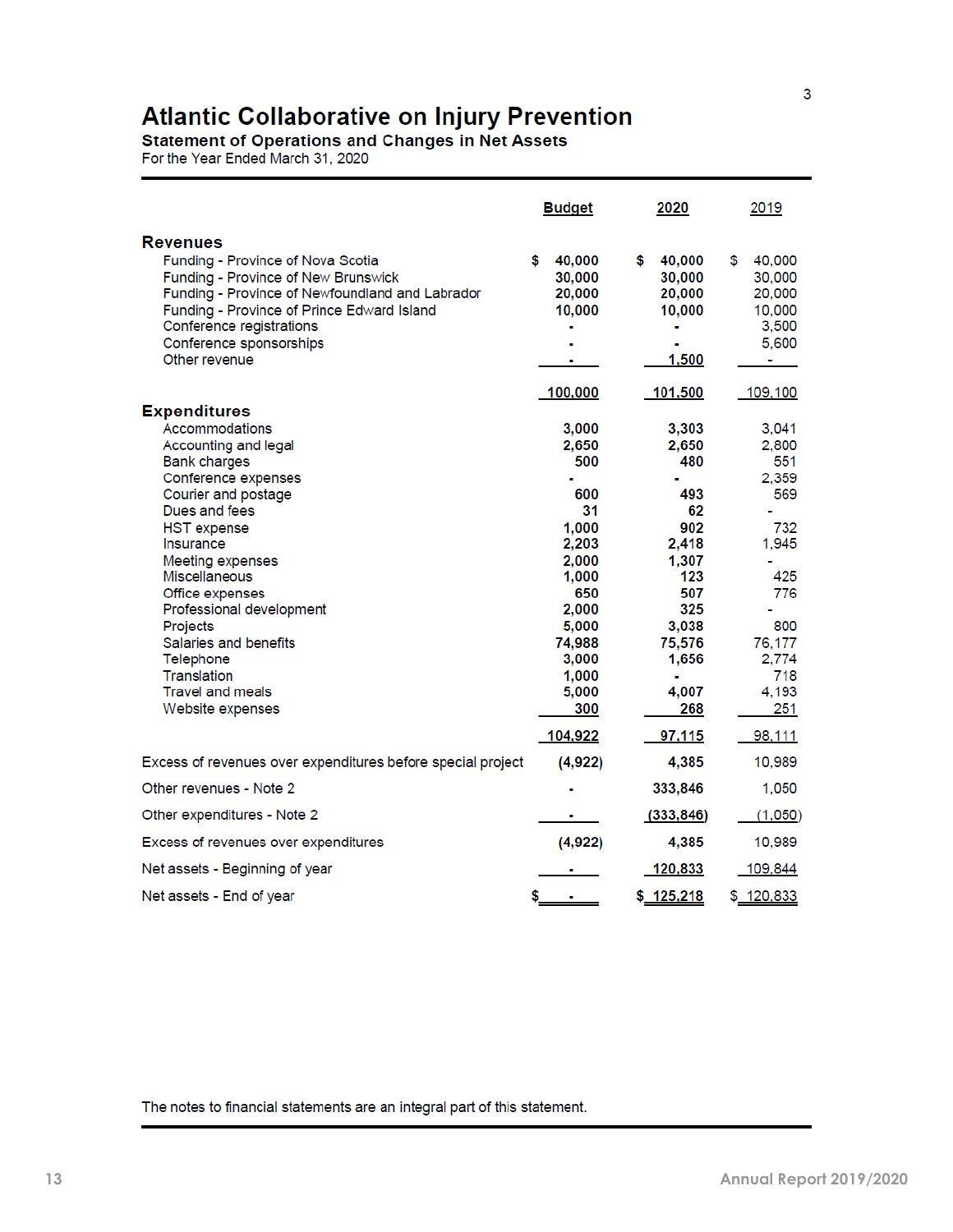# Atlantic Collaborative on Injury Prevention

## Statement of Operations and Changes in Net Assets

For the Year Ended March 31, 2020

| | Budget | 2020 | 2019 |
|---|---|---|---|
| **Revenues** | | | |
| Funding - Province of Nova Scotia | $ 40,000 | $ 40,000 | $ 40,000 |
| Funding - Province of New Brunswick | 30,000 | 30,000 | 30,000 |
| Funding - Province of Newfoundland and Labrador | 20,000 | 20,000 | 20,000 |
| Funding - Province of Prince Edward Island | 10,000 | 10,000 | 10,000 |
| Conference registrations | - | - | 3,500 |
| Conference sponsorships | - | - | 5,600 |
| Other revenue | - | 1,500 | - |
| | 100,000 | 101,500 | 109,100 |
| **Expenditures** | | | |
| Accommodations | 3,000 | 3,303 | 3,041 |
| Accounting and legal | 2,650 | 2,650 | 2,800 |
| Bank charges | 500 | 480 | 551 |
| Conference expenses | - | - | 2,359 |
| Courier and postage | 600 | 493 | 569 |
| Dues and fees | 31 | 62 | - |
| HST expense | 1,000 | 902 | 732 |
| Insurance | 2,203 | 2,418 | 1,945 |
| Meeting expenses | 2,000 | 1,307 | - |
| Miscellaneous | 1,000 | 123 | 425 |
| Office expenses | 650 | 507 | 776 |
| Professional development | 2,000 | 325 | - |
| Projects | 5,000 | 3,038 | 800 |
| Salaries and benefits | 74,988 | 75,576 | 76,177 |
| Telephone | 3,000 | 1,656 | 2,774 |
| Translation | 1,000 | - | 718 |
| Travel and meals | 5,000 | 4,007 | 4,193 |
| Website expenses | 300 | 268 | 251 |
| | 104,922 | 97,115 | 98,111 |
| Excess of revenues over expenditures before special project | (4,922) | 4,385 | 10,989 |
| Other revenues - Note 2 | - | 333,846 | 1,050 |
| Other expenditures - Note 2 | - | (333,846) | (1,050) |
| Excess of revenues over expenditures | (4,922) | 4,385 | 10,989 |
| Net assets - Beginning of year | - | 120,833 | 109,844 |
| Net assets - End of year | $ - | $ 125,218 | $ 120,833 |

The notes to financial statements are an integral part of this statement.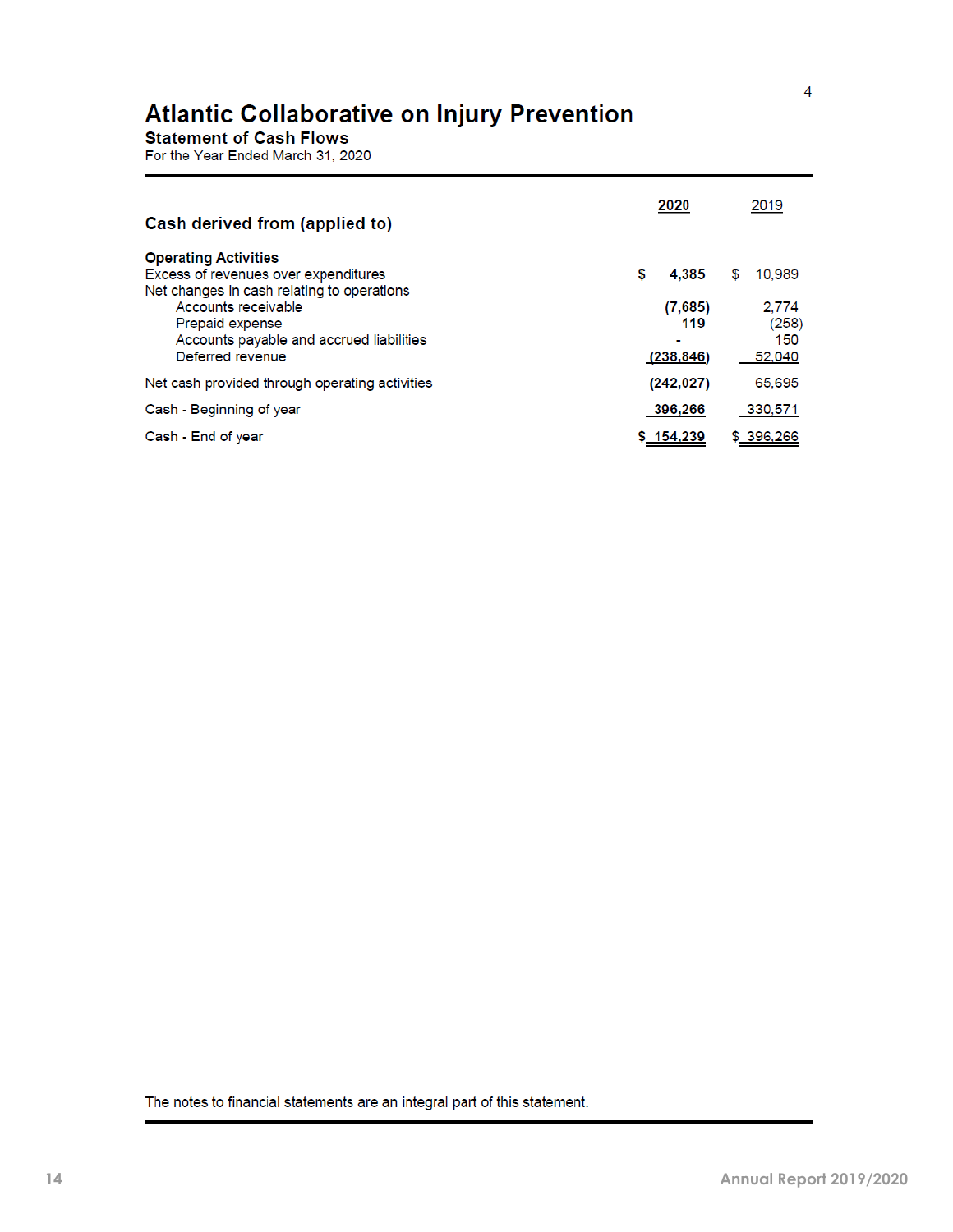# Atlantic Collaborative on Injury Prevention

## Statement of Cash Flows

For the Year Ended March 31, 2020

| | 2020 | 2019 |
|---|---|---|
| **Cash derived from (applied to)** | | |
| **Operating Activities** | | |
| Excess of revenues over expenditures | $ 4,385 | $ 10,989 |
| Net changes in cash relating to operations | | |
| Accounts receivable | (7,685) | 2,774 |
| Prepaid expense | 119 | (258) |
| Accounts payable and accrued liabilities | - | 150 |
| Deferred revenue | (238,846) | 52,040 |
| Net cash provided through operating activities | (242,027) | 65,695 |
| Cash - Beginning of year | 396,266 | 330,571 |
| Cash - End of year | $ 154,239 | $ 396,266 |

The notes to financial statements are an integral part of this statement.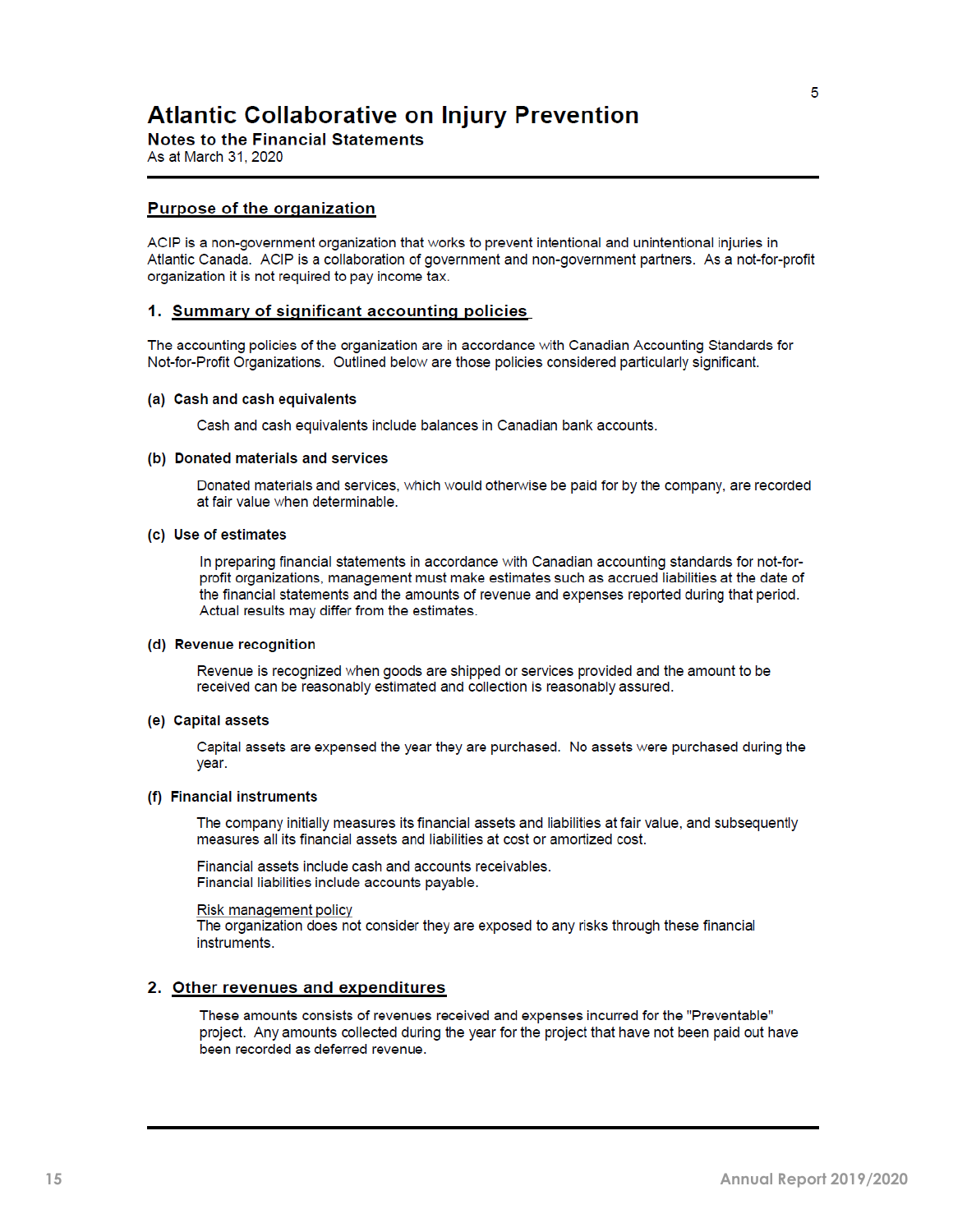# Atlantic Collaborative on Injury Prevention

**Notes to the Financial Statements**

As at March 31, 2020

## Purpose of the organization

ACIP is a non-government organization that works to prevent intentional and unintentional injuries in Atlantic Canada. ACIP is a collaboration of government and non-government partners. As a not-for-profit organization it is not required to pay income tax.

## 1. Summary of significant accounting policies

The accounting policies of the organization are in accordance with Canadian Accounting Standards for Not-for-Profit Organizations. Outlined below are those policies considered particularly significant.

### (a) Cash and cash equivalents

Cash and cash equivalents include balances in Canadian bank accounts.

### (b) Donated materials and services

Donated materials and services, which would otherwise be paid for by the company, are recorded at fair value when determinable.

### (c) Use of estimates

In preparing financial statements in accordance with Canadian accounting standards for not-for-profit organizations, management must make estimates such as accrued liabilities at the date of the financial statements and the amounts of revenue and expenses reported during that period. Actual results may differ from the estimates.

### (d) Revenue recognition

Revenue is recognized when goods are shipped or services provided and the amount to be received can be reasonably estimated and collection is reasonably assured.

### (e) Capital assets

Capital assets are expensed the year they are purchased. No assets were purchased during the year.

### (f) Financial instruments

The company initially measures its financial assets and liabilities at fair value, and subsequently measures all its financial assets and liabilities at cost or amortized cost.

Financial assets include cash and accounts receivables.
Financial liabilities include accounts payable.

Risk management policy
The organization does not consider they are exposed to any risks through these financial instruments.

## 2. Other revenues and expenditures

These amounts consists of revenues received and expenses incurred for the "Preventable" project. Any amounts collected during the year for the project that have not been paid out have been recorded as deferred revenue.